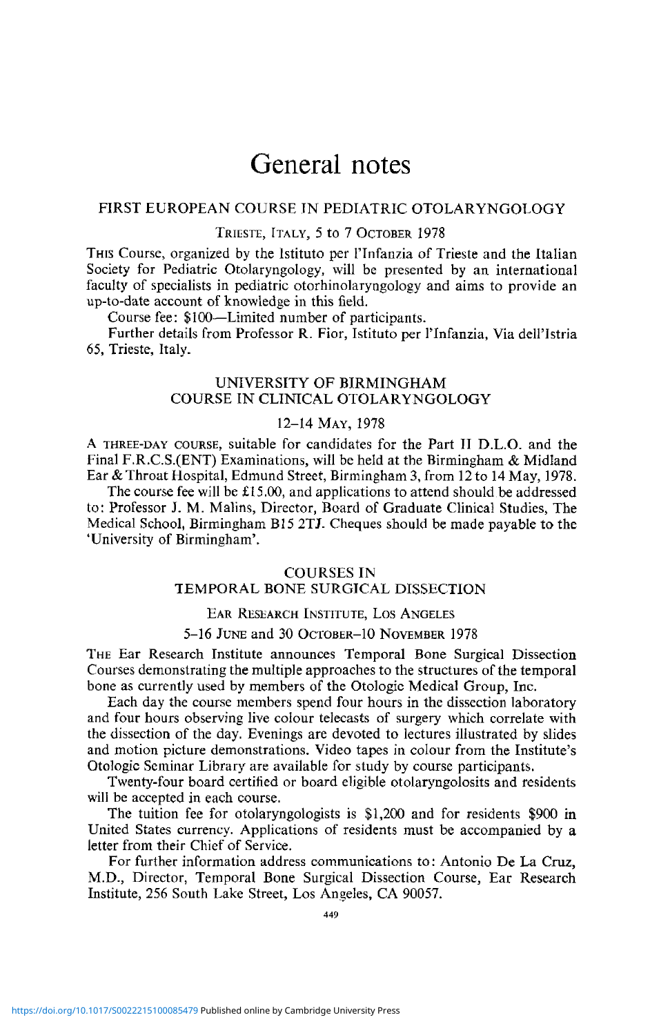# General notes

## FIRST EUROPEAN COURSE IN PEDIATRIC OTOLARYNGOLOGY

### Trieste, Italy, 5 to 7 October 1978

This Course, organized by the Istituto per l'Infanzia of Trieste and the Italian Society for Pediatric Otolaryngology, will be presented by an international faculty of specialists in pediatric otorhinolaryngology and aims to provide an up-to-date account of knowledge in this field.

Course fee: $100—Limited number of participants.

Further details from Professor R. Fior, Istituto per l'Infanzia, Via dell'Istria 65, Trieste, Italy.

## UNIVERSITY OF BIRMINGHAM COURSE IN CLINICAL OTOLARYNGOLOGY

### 12–14 May, 1978

A three-day course, suitable for candidates for the Part II D.L.O. and the Final F.R.C.S.(ENT) Examinations, will be held at the Birmingham & Midland Ear & Throat Hospital, Edmund Street, Birmingham 3, from 12 to 14 May, 1978.

The course fee will be £15.00, and applications to attend should be addressed to: Professor J. M. Malins, Director, Board of Graduate Clinical Studies, The Medical School, Birmingham B15 2TJ. Cheques should be made payable to the 'University of Birmingham'.

## COURSES IN TEMPORAL BONE SURGICAL DISSECTION

### Ear Research Institute, Los Angeles

### 5–16 June and 30 October–10 November 1978

The Ear Research Institute announces Temporal Bone Surgical Dissection Courses demonstrating the multiple approaches to the structures of the temporal bone as currently used by members of the Otologic Medical Group, Inc.

Each day the course members spend four hours in the dissection laboratory and four hours observing live colour telecasts of surgery which correlate with the dissection of the day. Evenings are devoted to lectures illustrated by slides and motion picture demonstrations. Video tapes in colour from the Institute's Otologic Seminar Library are available for study by course participants.

Twenty-four board certified or board eligible otolaryngolosits and residents will be accepted in each course.

The tuition fee for otolaryngologists is $1,200 and for residents $900 in United States currency. Applications of residents must be accompanied by a letter from their Chief of Service.

For further information address communications to: Antonio De La Cruz, M.D., Director, Temporal Bone Surgical Dissection Course, Ear Research Institute, 256 South Lake Street, Los Angeles, CA 90057.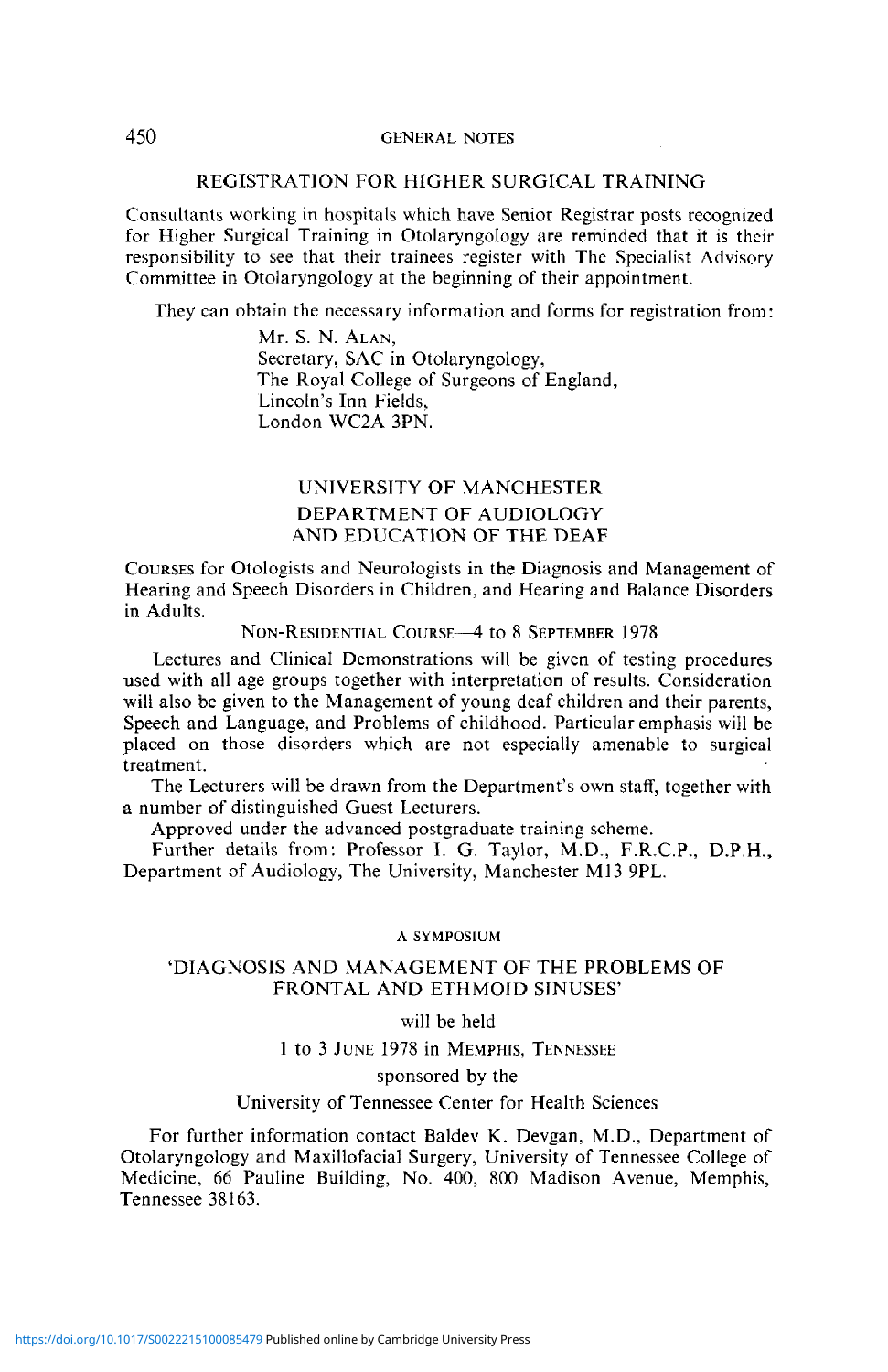## REGISTRATION FOR HIGHER SURGICAL TRAINING

Consultants working in hospitals which have Senior Registrar posts recognized for Higher Surgical Training in Otolaryngology are reminded that it is their responsibility to see that their trainees register with The Specialist Advisory Committee in Otolaryngology at the beginning of their appointment.

They can obtain the necessary information and forms for registration from:

Mr. S. N. Alan,
Secretary, SAC in Otolaryngology,
The Royal College of Surgeons of England,
Lincoln's Inn Fields,
London WC2A 3PN.

## UNIVERSITY OF MANCHESTER
## DEPARTMENT OF AUDIOLOGY AND EDUCATION OF THE DEAF

Courses for Otologists and Neurologists in the Diagnosis and Management of Hearing and Speech Disorders in Children, and Hearing and Balance Disorders in Adults.

Non-Residential Course—4 to 8 September 1978

Lectures and Clinical Demonstrations will be given of testing procedures used with all age groups together with interpretation of results. Consideration will also be given to the Management of young deaf children and their parents, Speech and Language, and Problems of childhood. Particular emphasis will be placed on those disorders which are not especially amenable to surgical treatment.

The Lecturers will be drawn from the Department's own staff, together with a number of distinguished Guest Lecturers.

Approved under the advanced postgraduate training scheme.

Further details from: Professor I. G. Taylor, M.D., F.R.C.P., D.P.H., Department of Audiology, The University, Manchester M13 9PL.

### A SYMPOSIUM

## 'DIAGNOSIS AND MANAGEMENT OF THE PROBLEMS OF FRONTAL AND ETHMOID SINUSES'

will be held

1 to 3 June 1978 in Memphis, Tennessee

sponsored by the

University of Tennessee Center for Health Sciences

For further information contact Baldev K. Devgan, M.D., Department of Otolaryngology and Maxillofacial Surgery, University of Tennessee College of Medicine, 66 Pauline Building, No. 400, 800 Madison Avenue, Memphis, Tennessee 38163.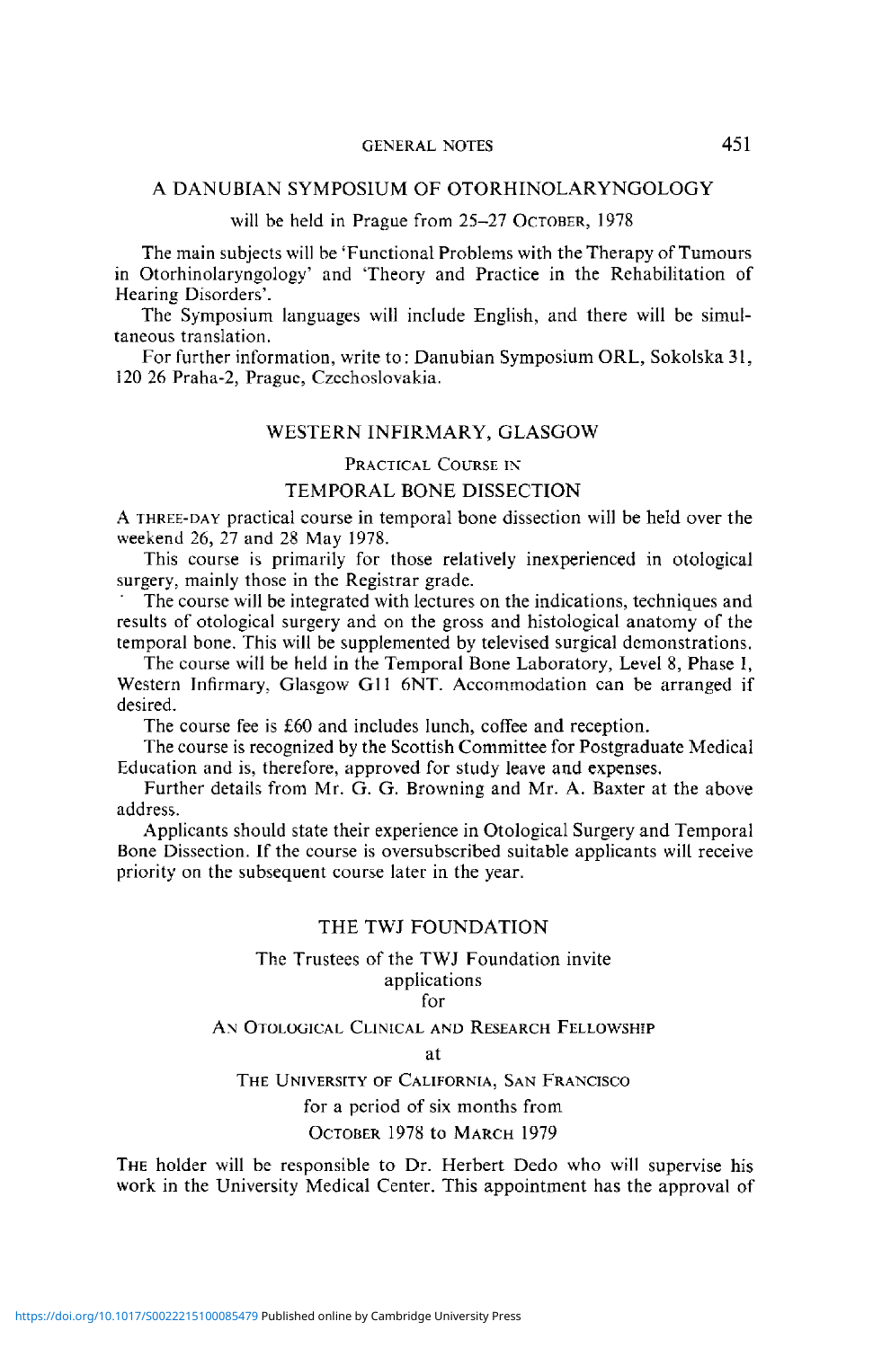## A DANUBIAN SYMPOSIUM OF OTORHINOLARYNGOLOGY

will be held in Prague from 25–27 OCTOBER, 1978

The main subjects will be 'Functional Problems with the Therapy of Tumours in Otorhinolaryngology' and 'Theory and Practice in the Rehabilitation of Hearing Disorders'.

The Symposium languages will include English, and there will be simultaneous translation.

For further information, write to: Danubian Symposium ORL, Sokolska 31, 120 26 Praha-2, Prague, Czechoslovakia.

## WESTERN INFIRMARY, GLASGOW

PRACTICAL COURSE IN

### TEMPORAL BONE DISSECTION

A THREE-DAY practical course in temporal bone dissection will be held over the weekend 26, 27 and 28 May 1978.

This course is primarily for those relatively inexperienced in otological surgery, mainly those in the Registrar grade.

The course will be integrated with lectures on the indications, techniques and results of otological surgery and on the gross and histological anatomy of the temporal bone. This will be supplemented by televised surgical demonstrations.

The course will be held in the Temporal Bone Laboratory, Level 8, Phase 1, Western Infirmary, Glasgow G11 6NT. Accommodation can be arranged if desired.

The course fee is £60 and includes lunch, coffee and reception.

The course is recognized by the Scottish Committee for Postgraduate Medical Education and is, therefore, approved for study leave and expenses.

Further details from Mr. G. G. Browning and Mr. A. Baxter at the above address.

Applicants should state their experience in Otological Surgery and Temporal Bone Dissection. If the course is oversubscribed suitable applicants will receive priority on the subsequent course later in the year.

## THE TWJ FOUNDATION

The Trustees of the TWJ Foundation invite applications for

AN OTOLOGICAL CLINICAL AND RESEARCH FELLOWSHIP

at

THE UNIVERSITY OF CALIFORNIA, SAN FRANCISCO

for a period of six months from

OCTOBER 1978 to MARCH 1979

THE holder will be responsible to Dr. Herbert Dedo who will supervise his work in the University Medical Center. This appointment has the approval of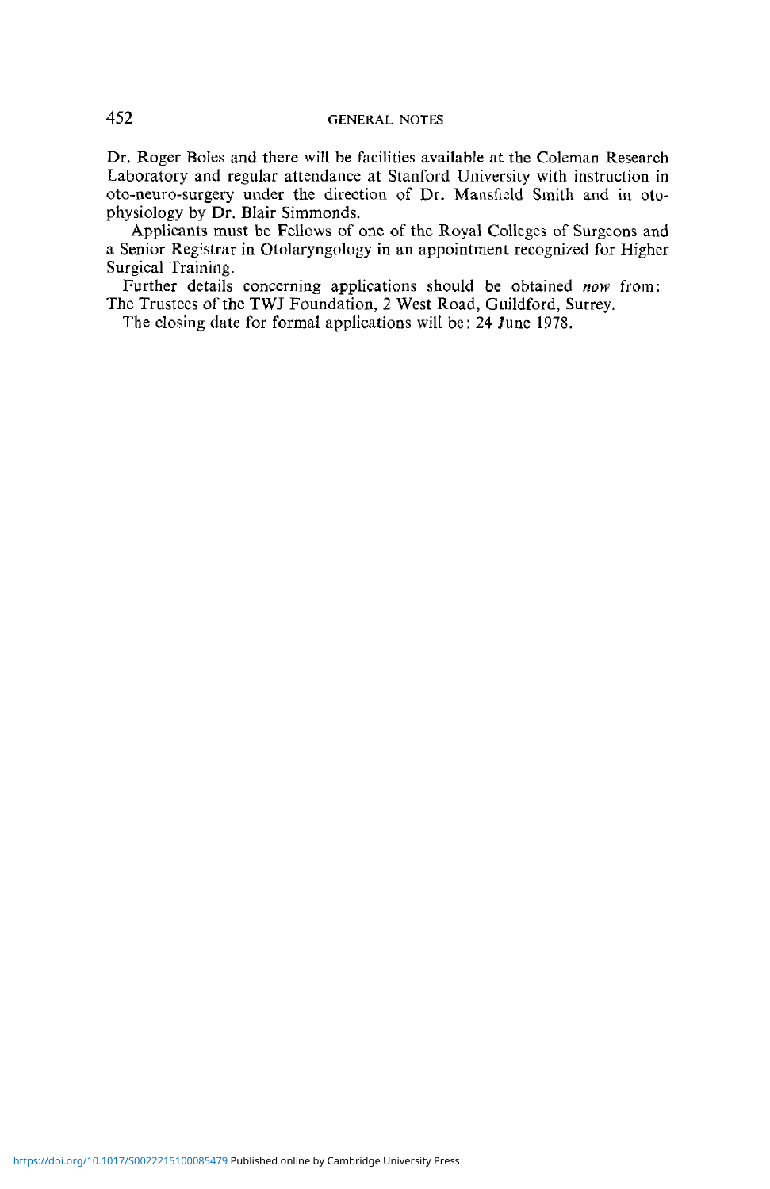Dr. Roger Boles and there will be facilities available at the Coleman Research Laboratory and regular attendance at Stanford University with instruction in oto-neuro-surgery under the direction of Dr. Mansfield Smith and in oto-physiology by Dr. Blair Simmonds.

Applicants must be Fellows of one of the Royal Colleges of Surgeons and a Senior Registrar in Otolaryngology in an appointment recognized for Higher Surgical Training.

Further details concerning applications should be obtained *now* from: The Trustees of the TWJ Foundation, 2 West Road, Guildford, Surrey.

The closing date for formal applications will be: 24 June 1978.